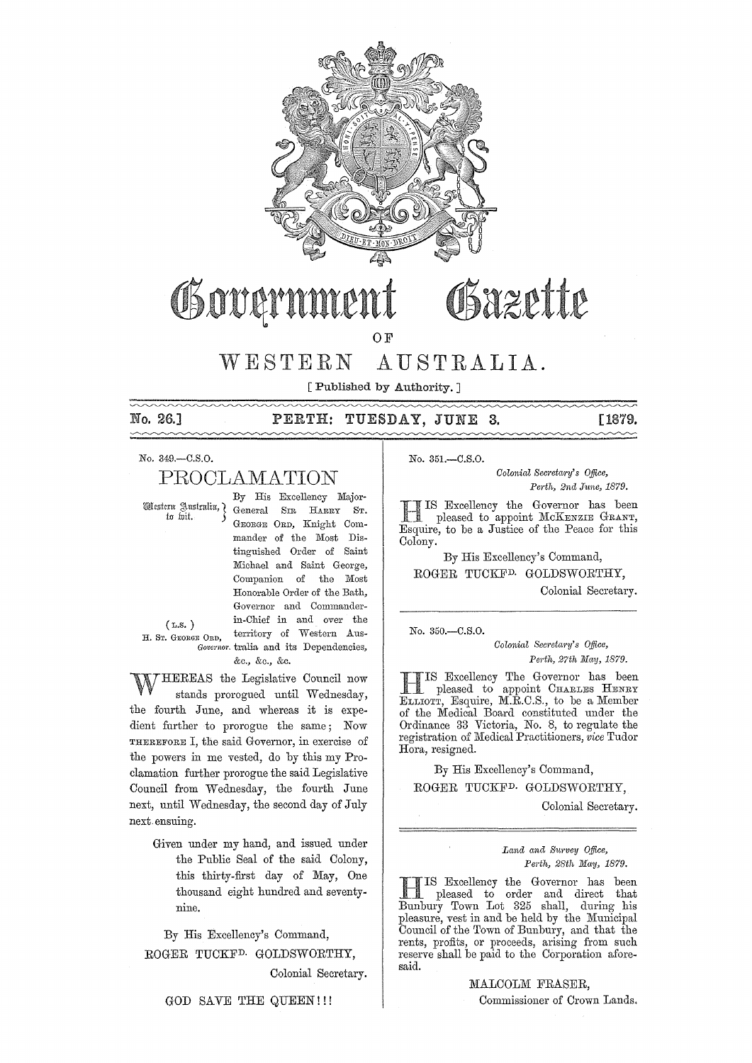# Government Gazette

OF

# WESTERN AUSTRALIA.

[ Published by Authority. ]

**No. 26.] PERTH: TUESDAY, JUNE 3. [1879.**

No. 349.—C.S.O.

## PROCLAMATION

Western Australia, to wit.

By His Excellency Major-General SIR HARRY ST. GEORGE ORD, Knight Commander of the Most Distinguished Order of Saint Michael and Saint George, Companion of the Most Honorable Order of the Bath, Governor and Commander-in-Chief in and over the territory of Western Australia and its Dependencies, &c., &c., &c.

(L.S.)
H. ST. GEORGE ORD,
*Governor.*

WHEREAS the Legislative Council now stands prorogued until Wednesday, the fourth June, and whereas it is expedient further to prorogue the same; Now THEREFORE I, the said Governor, in exercise of the powers in me vested, do by this my Proclamation further prorogue the said Legislative Council from Wednesday, the fourth June next, until Wednesday, the second day of July next ensuing.

Given under my hand, and issued under the Public Seal of the said Colony, this thirty-first day of May, One thousand eight hundred and seventy-nine.

By His Excellency's Command,
ROGER TUCKFD. GOLDSWORTHY,
Colonial Secretary.

GOD SAVE THE QUEEN!!!

---

No. 351.—C.S.O.

*Colonial Secretary's Office,*
*Perth, 2nd June, 1879.*

HIS Excellency the Governor has been pleased to appoint MCKENZIE GRANT, Esquire, to be a Justice of the Peace for this Colony.

By His Excellency's Command,
ROGER TUCKFD. GOLDSWORTHY,
Colonial Secretary.

---

No. 350.—C.S.O.

*Colonial Secretary's Office,*
*Perth, 27th May, 1879.*

HIS Excellency The Governor has been pleased to appoint CHARLES HENRY ELLIOTT, Esquire, M.R.C.S., to be a Member of the Medical Board constituted under the Ordinance 33 Victoria, No. 8, to regulate the registration of Medical Practitioners, *vice* Tudor Hora, resigned.

By His Excellency's Command,
ROGER TUCKFD. GOLDSWORTHY,
Colonial Secretary.

---

*Land and Survey Office,*
*Perth, 28th May, 1879.*

HIS Excellency the Governor has been pleased to order and direct that Bunbury Town Lot 325 shall, during his pleasure, vest in and be held by the Municipal Council of the Town of Bunbury, and that the rents, profits, or proceeds, arising from such reserve shall be paid to the Corporation aforesaid.

MALCOLM FRASER,
Commissioner of Crown Lands.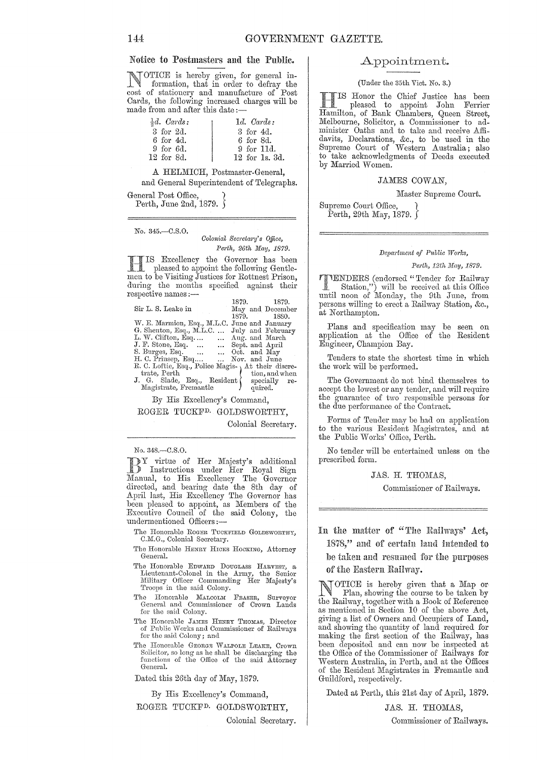## Notice to Postmasters and the Public.

NOTICE is hereby given, for general information, that in order to defray the cost of stationery and manufacture of Post Cards, the following increased charges will be made from and after this date:—

| ½d. Cards: | 1d. Cards: |
|---|---|
| 3 for 2d. | 3 for 4d. |
| 6 for 4d. | 6 for 8d. |
| 9 for 6d. | 9 for 11d. |
| 12 for 8d. | 12 for 1s. 3d. |

A HELMICH, Postmaster-General,
and General Superintendent of Telegraphs.

General Post Office,
Perth, June 2nd, 1879.

---

No. 345.—C.S.O.

*Colonial Secretary's Office,*
*Perth, 26th May, 1879.*

HIS Excellency the Governor has been pleased to appoint the following Gentlemen to be Visiting Justices for Rottnest Prison, during the months specified against their respective names:—

| | 1879. | 1879. |
|---|---|---|
| Sir L. S. Leake in | May and December | |
| | 1879. | 1880. |
| W. E. Marmion, Esq., M.L.C. | June and January | |
| G. Shenton, Esq., M.L.C. ... | July and February | |
| L. W. Clifton, Esq.... ... | Aug. and March | |
| J. F. Stone, Esq. ... ... | Sept. and April | |
| S. Burges, Esq. ... ... | Oct. and May | |
| H. C. Prinsep, Esq.... ... | Nov. and June | |
| R. C. Loftie, Esq., Police Magistrate, Perth | At their discretion, and when specially required. | |
| J. G. Slade, Esq., Resident Magistrate, Fremantle | | |

By His Excellency's Command,

ROGER TUCKFD. GOLDSWORTHY,
Colonial Secretary.

---

No. 348.—C.S.O.

BY virtue of Her Majesty's additional Instructions under Her Royal Sign Manual, to His Excellency The Governor directed, and bearing date the 8th day of April last, His Excellency The Governor has been pleased to appoint, as Members of the Executive Council of the said Colony, the undermentioned Officers:—

- The Honorable ROGER TUCKFIELD GOLDSWORTHY, C.M.G., Colonial Secretary.
- The Honorable HENRY HICKS HOCKING, Attorney General.
- The Honorable EDWARD DOUGLASS HARVEST, a Lieutenant-Colonel in the Army, the Senior Military Officer Commanding Her Majesty's Troops in the said Colony.
- The Honorable MALCOLM FRASER, Surveyor General and Commissioner of Crown Lands for the said Colony.
- The Honorable JAMES HENRY THOMAS, Director of Public Works and Commissioner of Railways for the said Colony; and
- The Honorable GEORGE WALPOLE LEAKE, Crown Solicitor, so long as he shall be discharging the functions of the Office of the said Attorney General.

Dated this 26th day of May, 1879.

By His Excellency's Command,

ROGER TUCKFD. GOLDSWORTHY,
Colonial Secretary.

---

## Appointment.

(Under the 35th Vict. No. 3.)

HIS Honor the Chief Justice has been pleased to appoint John Ferrier Hamilton, of Bank Chambers, Queen Street, Melbourne, Solicitor, a Commissioner to administer Oaths and to take and receive Affidavits, Declarations, &c., to be used in the Supreme Court of Western Australia; also to take acknowledgments of Deeds executed by Married Women.

JAMES COWAN,
Master Supreme Court.

Supreme Court Office,
Perth, 29th May, 1879.

---

*Department of Public Works,*
*Perth, 12th May, 1879.*

TENDERS (endorsed "Tender for Railway Station,") will be received at this Office until noon of Monday, the 9th June, from persons willing to erect a Railway Station, &c., at Northampton.

Plans and specification may be seen on application at the Office of the Resident Engineer, Champion Bay.

Tenders to state the shortest time in which the work will be performed.

The Government do not bind themselves to accept the lowest or any tender, and will require the guarantee of two responsible persons for the due performance of the Contract.

Forms of Tender may be had on application to the various Resident Magistrates, and at the Public Works' Office, Perth.

No tender will be entertained unless on the prescribed form.

JAS. H. THOMAS,
Commissioner of Railways.

---

## In the matter of "The Railways' Act, 1878," and of certain land intended to be taken and resumed for the purposes of the Eastern Railway.

NOTICE is hereby given that a Map or Plan, showing the course to be taken by the Railway, together with a Book of Reference as mentioned in Section 10 of the above Act, giving a list of Owners and Occupiers of Land, and showing the quantity of land required for making the first section of the Railway, has been deposited and can now be inspected at the Office of the Commissioner of Railways for Western Australia, in Perth, and at the Offices of the Resident Magistrates in Fremantle and Guildford, respectively.

Dated at Perth, this 21st day of April, 1879.

JAS. H. THOMAS,
Commissioner of Railways.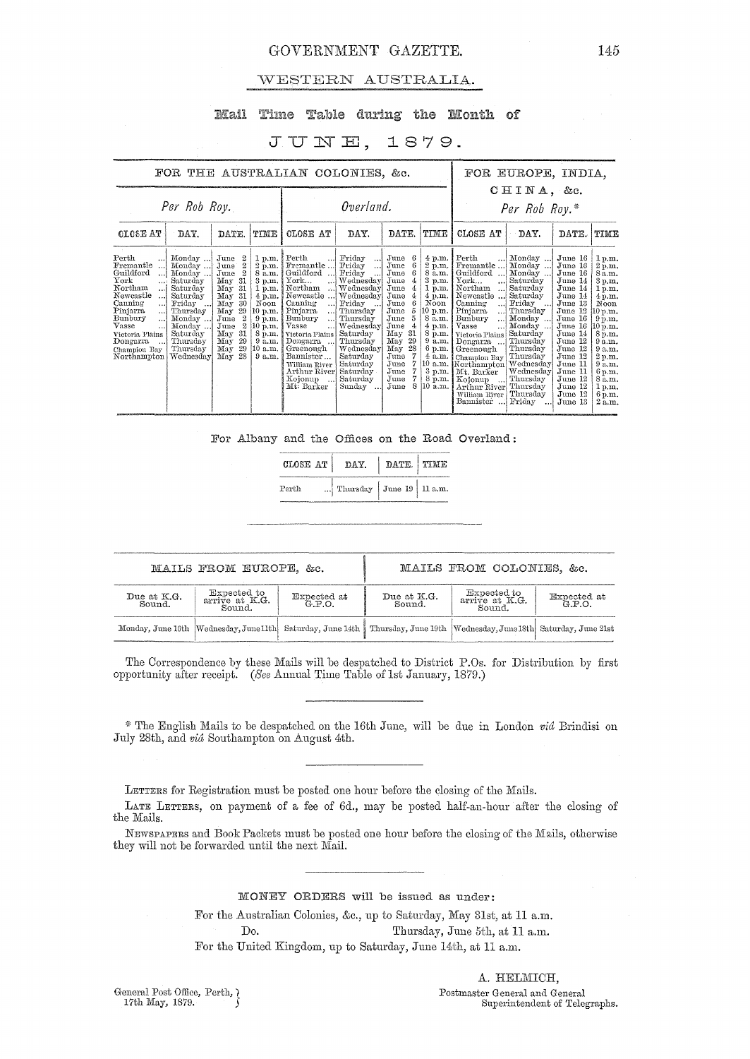# GOVERNMENT GAZETTE.

## WESTERN AUSTRALIA.

### Mail Time Table during the Month of

### JUNE, 1879.

| FOR THE AUSTRALIAN COLONIES, &c. | | | | | | | | FOR EUROPE, INDIA, CHINA, &c. | | | |
|---|---|---|---|---|---|---|---|---|---|---|---|
| *Per Rob Roy.* | | | | *Overland.* | | | | *Per Rob Roy.*\* | | | |
| CLOSE AT | DAY. | DATE. | TIME | CLOSE AT | DAY. | DATE. | TIME | CLOSE AT | DAY. | DATE. | TIME |
| Perth | Monday | June 2 | 1 p.m. | Perth | Friday | June 6 | 4 p.m. | Perth | Monday | June 16 | 1 p.m. |
| Fremantle | Monday | June 2 | 2 p.m. | Fremantle | Friday | June 6 | 2 p.m. | Fremantle | Monday | June 16 | 2 p.m. |
| Guildford | Monday | June 2 | 8 a.m. | Guildford | Friday | June 6 | 8 a.m. | Guildford | Monday | June 16 | 8 a.m. |
| York | Saturday | May 31 | 3 p.m. | York | Wednesday | June 4 | 3 p.m. | York | Saturday | June 14 | 3 p.m. |
| Northam | Saturday | May 31 | 1 p.m. | Northam | Wednesday | June 4 | 1 p.m. | Northam | Saturday | June 14 | 1 p.m. |
| Newcastle | Saturday | May 31 | 4 p.m. | Newcastle | Wednesday | June 4 | 4 p.m. | Newcastle | Saturday | June 14 | 4 p.m. |
| Canning | Friday | May 30 | Noon | Canning | Friday | June 6 | Noon | Canning | Friday | June 13 | Noon |
| Pinjarra | Thursday | May 29 | 10 p.m. | Pinjarra | Thursday | June 5 | 10 p.m. | Pinjarra | Thursday | June 12 | 10 p.m. |
| Bunbury | Monday | June 2 | 9 p.m. | Bunbury | Thursday | June 5 | 8 a.m. | Bunbury | Monday | June 16 | 9 p.m. |
| Vasse | Monday | June 2 | 10 p.m. | Vasse | Wednesday | June 4 | 4 p.m. | Vasse | Monday | June 16 | 10 p.m. |
| Victoria Plains | Saturday | May 31 | 8 p.m. | Victoria Plains | Saturday | May 31 | 8 p.m. | Victoria Plains | Saturday | June 14 | 8 p.m. |
| Dongarra | Thursday | May 29 | 9 a.m. | Dongarra | Thursday | May 29 | 9 a.m. | Dongarra | Thursday | June 12 | 9 a.m. |
| Champion Bay | Thursday | May 29 | 10 a.m. | Greenough | Wednesday | May 28 | 6 p.m. | Greenough | Thursday | June 12 | 9 a.m. |
| Northampton | Wednesday | May 28 | 9 a.m. | Bannister | Saturday | June 7 | 4 a.m. | Champion Bay | Thursday | June 12 | 2 p.m. |
| | | | | William River | Saturday | June 7 | 10 a.m. | Northampton | Wednesday | June 11 | 9 a.m. |
| | | | | Arthur River | Saturday | June 7 | 3 p.m. | Mt. Barker | Wednesday | June 11 | 6 p.m. |
| | | | | Kojonup | Saturday | June 7 | 8 p.m. | Kojonup | Thursday | June 12 | 8 a.m. |
| | | | | Mt. Barker | Sunday | June 8 | 10 a.m. | Arthur River | Thursday | June 12 | 1 p.m. |
| | | | | | | | | William River | Thursday | June 12 | 6 p.m. |
| | | | | | | | | Bannister | Friday | June 13 | 2 a.m. |

For Albany and the Offices on the Road Overland:

| CLOSE AT | DAY. | DATE. | TIME |
|---|---|---|---|
| Perth | Thursday | June 19 | 11 a.m. |

| MAILS FROM EUROPE, &c. | | | MAILS FROM COLONIES, &c. | | |
|---|---|---|---|---|---|
| Due at K.G. Sound. | Expected to arrive at K.G. Sound. | Expected at G.P.O. | Due at K.G. Sound. | Expected to arrive at K.G. Sound. | Expected at G.P.O. |
| Monday, June 16th | Wednesday, June 11th | Saturday, June 14th | Thursday, June 19th | Wednesday, June 18th | Saturday, June 21st |

The Correspondence by these Mails will be despatched to District P.Os. for Distribution by first opportunity after receipt. (*See* Annual Time Table of 1st January, 1879.)

\* The English Mails to be despatched on the 16th June, will be due in London *viâ* Brindisi on July 28th, and *viâ* Southampton on August 4th.

LETTERS for Registration must be posted one hour before the closing of the Mails.

LATE LETTERS, on payment of a fee of 6d., may be posted half-an-hour after the closing of the Mails.

NEWSPAPERS and Book Packets must be posted one hour before the closing of the Mails, otherwise they will not be forwarded until the next Mail.

MONEY ORDERS will be issued as under:

For the Australian Colonies, &c., up to Saturday, May 31st, at 11 a.m.
Do. Thursday, June 5th, at 11 a.m.
For the United Kingdom, up to Saturday, June 14th, at 11 a.m.

General Post Office, Perth,
17th May, 1879.

A. HELMICH,
Postmaster General and General Superintendent of Telegraphs.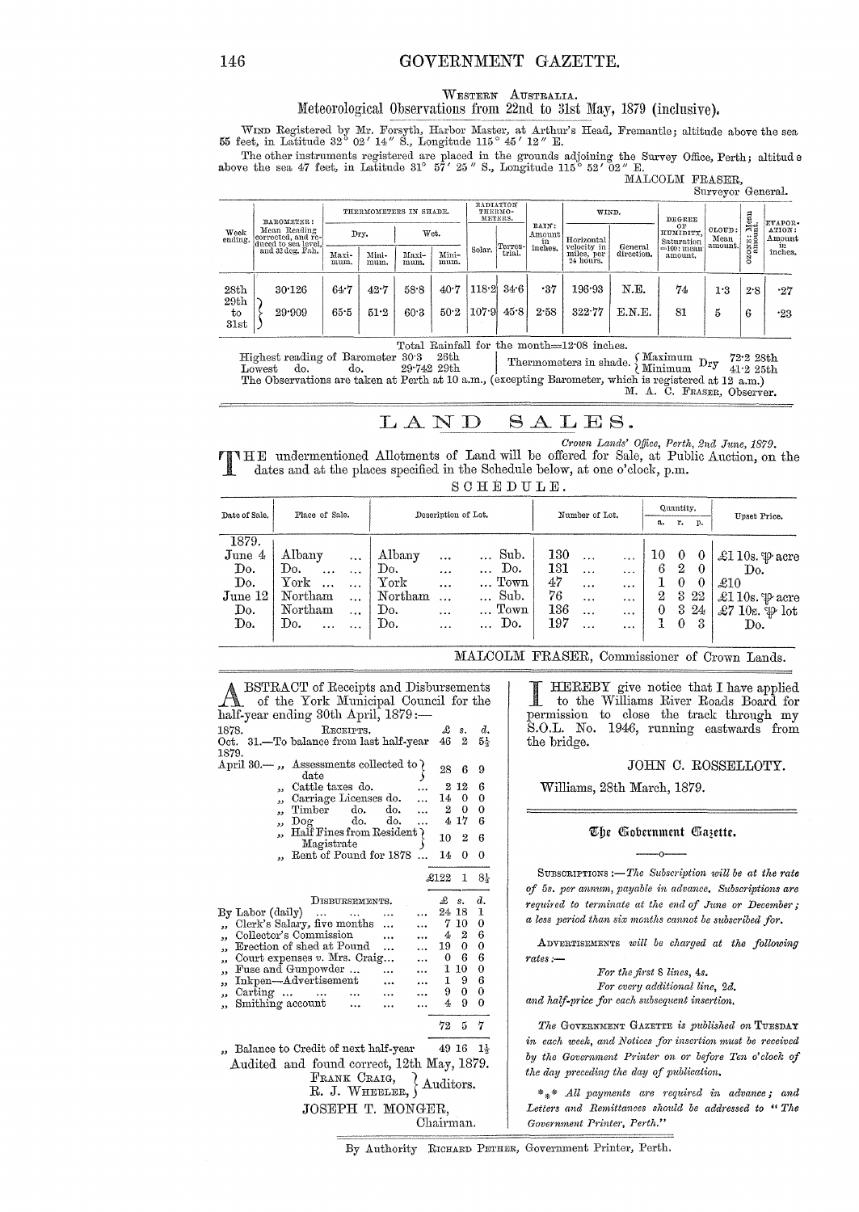WESTERN AUSTRALIA.

## Meteorological Observations from 22nd to 31st May, 1879 (inclusive).

WIND Registered by Mr. Forsyth, Harbor Master, at Arthur's Head, Fremantle; altitude above the sea 55 feet, in Latitude 32° 02′ 14″ S., Longitude 115° 45′ 12″ E.

The other instruments registered are placed in the grounds adjoining the Survey Office, Perth; altitude above the sea 47 feet, in Latitude 31° 57′ 25″ S., Longitude 115° 52′ 02″ E.

MALCOLM FRASER,
Surveyor General.

| Week ending. | BAROMETER: Mean Reading corrected, and reduced to sea level, and 32 deg. Fah. | THERMOMETERS IN SHADE. | | | | RADIATION THERMOMETERS. | | RAIN: Amount in inches. | WIND. | | DEGREE OF HUMIDITY, Saturation =100: mean amount. | CLOUD: Mean amount. | OZONE: Mean amount. | EVAPORATION: Amount in inches. |
|---|---|---|---|---|---|---|---|---|---|---|---|---|---|---|
| | | Dry. | | Wet. | | | | | | | | | | |
| | | Maximum. | Minimum. | Maximum. | Minimum. | Solar. | Terrestrial. | | Horizontal velocity in miles, per 24 hours. | General direction. | | | | |
| 28th | 30·126 | 64·7 | 42·7 | 58·8 | 40·7 | 118·2 | 34·6 | ·37 | 196·93 | N.E. | 74 | 1·3 | 2·8 | ·27 |
| 29th to 31st | 29·909 | 65·5 | 51·2 | 60·3 | 50·2 | 107·9 | 45·8 | 2·58 | 322·77 | E.N.E. | 81 | 5 | 6 | ·23 |

Total Rainfall for the month=12·08 inches.

Highest reading of Barometer 30·3 26th
Lowest do. do. 29·742 29th

Thermometers in shade. { Maximum Dry 72·2 28th; Minimum Dry 41·2 25th

The Observations are taken at Perth at 10 a.m., (excepting Barometer, which is registered at 12 a.m.)

M. A. C. FRASER, Observer.

# LAND SALES.

*Crown Lands' Office, Perth, 2nd June, 1879.*

THE undermentioned Allotments of Land will be offered for Sale, at Public Auction, on the dates and at the places specified in the Schedule below, at one o'clock, p.m.

SCHEDULE.

| Date of Sale. | Place of Sale. | Description of Lot. | Number of Lot. | Quantity. a. | r. | p. | Upset Price. |
|---|---|---|---|---|---|---|---|
| 1879. | | | | | | | |
| June 4 | Albany | Albany ... Sub. | 130 | 10 | 0 | 0 | £1 10s. ℔ acre |
| Do. | Do. | Do. ... Do. | 131 | 6 | 2 | 0 | Do. |
| Do. | York | York ... Town | 47 | 1 | 0 | 0 | £10 |
| June 12 | Northam | Northam ... Sub. | 76 | 2 | 3 | 22 | £1 10s. ℔ acre |
| Do. | Northam | Do. ... Town | 136 | 0 | 3 | 24 | £7 10s. ℔ lot |
| Do. | Do. | Do. ... Do. | 197 | 1 | 0 | 3 | Do. |

MALCOLM FRASER, Commissioner of Crown Lands.

ABSTRACT of Receipts and Disbursements of the York Municipal Council for the half-year ending 30th April, 1879:—

RECEIPTS.

| | | £ | s. | d. |
|---|---|---|---|---|
| 1878. | | | | |
| Oct. 31.— | To balance from last half-year | 46 | 2 | 5½ |
| 1879. | | | | |
| April 30.— | " Assessments collected to date | 28 | 6 | 9 |
| | " Cattle taxes do. | 2 | 12 | 6 |
| | " Carriage Licenses do. | 14 | 0 | 0 |
| | " Timber do. do. | 2 | 0 | 0 |
| | " Dog do. do. | 4 | 17 | 6 |
| | " Half Fines from Resident Magistrate | 10 | 2 | 6 |
| | " Rent of Pound for 1878 | 14 | 0 | 0 |
| | | £122 | 1 | 8½ |

DISBURSEMENTS.

| | £ | s. | d. |
|---|---|---|---|
| By Labor (daily) | 24 | 18 | 1 |
| " Clerk's Salary, five months | 7 | 10 | 0 |
| " Collector's Commission | 4 | 2 | 6 |
| " Erection of shed at Pound | 19 | 0 | 0 |
| " Court expenses v. Mrs. Craig | 0 | 6 | 6 |
| " Fuse and Gunpowder | 1 | 10 | 0 |
| " Inkpen—Advertisement | 1 | 9 | 6 |
| " Carting | 9 | 0 | 0 |
| " Smithing account | 4 | 9 | 0 |
| | 72 | 5 | 7 |
| " Balance to Credit of next half-year | 49 | 16 | 1½ |

Audited and found correct, 12th May, 1879.

FRANK CRAIG, R. J. WHEELER, } Auditors.

JOSEPH T. MONGER,
Chairman.

I HEREBY give notice that I have applied to the Williams River Roads Board for permission to close the track through my S.O.L. No. 1946, running eastwards from the bridge.

JOHN C. ROSSELLOTY.

Williams, 28th March, 1879.

## The Government Gazette.

SUBSCRIPTIONS:—*The Subscription will be at the rate of 5s. per annum, payable in advance. Subscriptions are required to terminate at the end of June or December; a less period than six months cannot be subscribed for.*

ADVERTISEMENTS *will be charged at the following rates:—*

*For the first 8 lines, 4s.*
*For every additional line, 2d.*
*and half-price for each subsequent insertion.*

*The* GOVERNMENT GAZETTE *is published on* TUESDAY *in each week, and Notices for insertion must be received by the Government Printer on or before Ten o'clock of the day preceding the day of publication.*

*⁂ All payments are required in advance; and Letters and Remittances should be addressed to "The Government Printer, Perth."*

By Authority RICHARD PETHER, Government Printer, Perth.